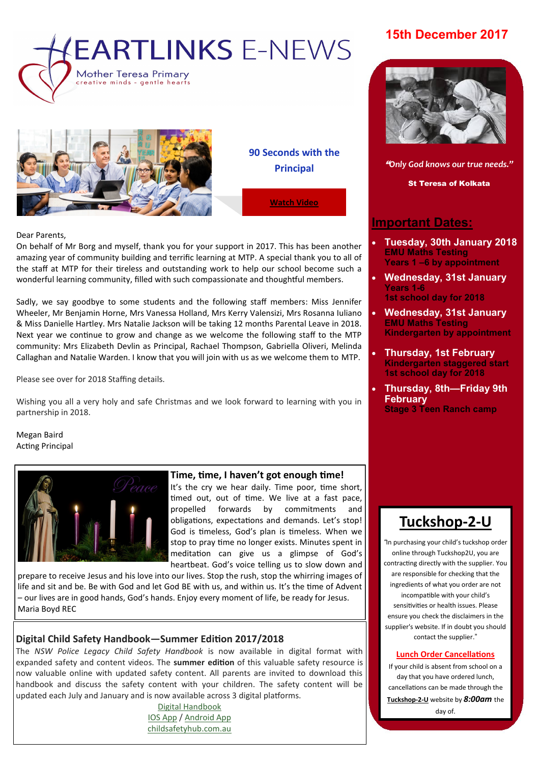# HEARTLINKS E-NEWS

Mother Teresa Primary
creative minds - gentle hearts

**15th December 2017**

## 90 Seconds with the Principal

Watch Video

Dear Parents,

On behalf of Mr Borg and myself, thank you for your support in 2017. This has been another amazing year of community building and terrific learning at MTP. A special thank you to all of the staff at MTP for their tireless and outstanding work to help our school become such a wonderful learning community, filled with such compassionate and thoughtful members.

Sadly, we say goodbye to some students and the following staff members: Miss Jennifer Wheeler, Mr Benjamin Horne, Mrs Vanessa Holland, Mrs Kerry Valensizi, Mrs Rosanna Iuliano & Miss Danielle Hartley. Mrs Natalie Jackson will be taking 12 months Parental Leave in 2018. Next year we continue to grow and change as we welcome the following staff to the MTP community: Mrs Elizabeth Devlin as Principal, Rachael Thompson, Gabriella Oliveri, Melinda Callaghan and Natalie Warden. I know that you will join with us as we welcome them to MTP.

Please see over for 2018 Staffing details.

Wishing you all a very holy and safe Christmas and we look forward to learning with you in partnership in 2018.

Megan Baird
Acting Principal

### Time, time, I haven't got enough time!

It's the cry we hear daily. Time poor, time short, timed out, out of time. We live at a fast pace, propelled forwards by commitments and obligations, expectations and demands. Let's stop! God is timeless, God's plan is timeless. When we stop to pray time no longer exists. Minutes spent in meditation can give us a glimpse of God's heartbeat. God's voice telling us to slow down and prepare to receive Jesus and his love into our lives. Stop the rush, stop the whirring images of life and sit and be. Be with God and let God BE with us, and within us. It's the time of Advent – our lives are in good hands, God's hands. Enjoy every moment of life, be ready for Jesus.

Maria Boyd REC

### Digital Child Safety Handbook—Summer Edition 2017/2018

The *NSW Police Legacy Child Safety Handbook* is now available in digital format with expanded safety and content videos. The **summer edition** of this valuable safety resource is now valuable online with updated safety content. All parents are invited to download this handbook and discuss the safety content with your children. The safety content will be updated each July and January and is now available across 3 digital platforms.

Digital Handbook
IOS App / Android App
childsafetyhub.com.au

*"Only God knows our true needs."*

**St Teresa of Kolkata**

## Important Dates:

- **Tuesday, 30th January 2018**
  EMU Maths Testing
  Years 1 –6 by appointment
- **Wednesday, 31st January**
  Years 1-6
  1st school day for 2018
- **Wednesday, 31st January**
  EMU Maths Testing
  Kindergarten by appointment
- **Thursday, 1st February**
  Kindergarten staggered start
  1st school day for 2018
- **Thursday, 8th—Friday 9th February**
  Stage 3 Teen Ranch camp

## Tuckshop-2-U

"In purchasing your child's tuckshop order online through Tuckshop2U, you are contracting directly with the supplier. You are responsible for checking that the ingredients of what you order are not incompatible with your child's sensitivities or health issues. Please ensure you check the disclaimers in the supplier's website. If in doubt you should contact the supplier."

**Lunch Order Cancellations**

If your child is absent from school on a day that you have ordered lunch, cancellations can be made through the **Tuckshop-2-U** website by ***8:00am*** the day of.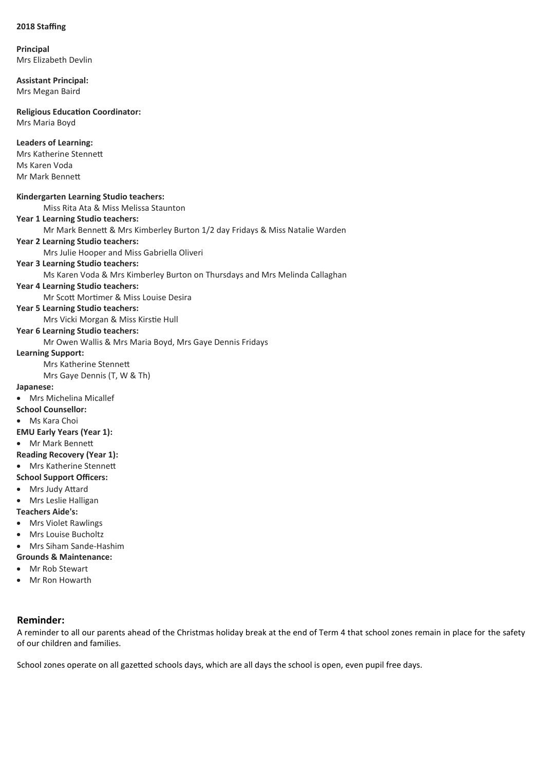**2018 Staffing**

**Principal**
Mrs Elizabeth Devlin

**Assistant Principal:**
Mrs Megan Baird

**Religious Education Coordinator:**
Mrs Maria Boyd

**Leaders of Learning:**
Mrs Katherine Stennett
Ms Karen Voda
Mr Mark Bennett

**Kindergarten Learning Studio teachers:**
Miss Rita Ata & Miss Melissa Staunton

**Year 1 Learning Studio teachers:**
Mr Mark Bennett & Mrs Kimberley Burton 1/2 day Fridays & Miss Natalie Warden

**Year 2 Learning Studio teachers:**
Mrs Julie Hooper and Miss Gabriella Oliveri

**Year 3 Learning Studio teachers:**
Ms Karen Voda & Mrs Kimberley Burton on Thursdays and Mrs Melinda Callaghan

**Year 4 Learning Studio teachers:**
Mr Scott Mortimer & Miss Louise Desira

**Year 5 Learning Studio teachers:**
Mrs Vicki Morgan & Miss Kirstie Hull

**Year 6 Learning Studio teachers:**
Mr Owen Wallis & Mrs Maria Boyd, Mrs Gaye Dennis Fridays

**Learning Support:**
Mrs Katherine Stennett
Mrs Gaye Dennis (T, W & Th)

**Japanese:**
- Mrs Michelina Micallef

**School Counsellor:**
- Ms Kara Choi

**EMU Early Years (Year 1):**
- Mr Mark Bennett

**Reading Recovery (Year 1):**
- Mrs Katherine Stennett

**School Support Officers:**
- Mrs Judy Attard
- Mrs Leslie Halligan

**Teachers Aide's:**
- Mrs Violet Rawlings
- Mrs Louise Bucholtz
- Mrs Siham Sande-Hashim

**Grounds & Maintenance:**
- Mr Rob Stewart
- Mr Ron Howarth

## Reminder:

A reminder to all our parents ahead of the Christmas holiday break at the end of Term 4 that school zones remain in place for the safety of our children and families.

School zones operate on all gazetted schools days, which are all days the school is open, even pupil free days.